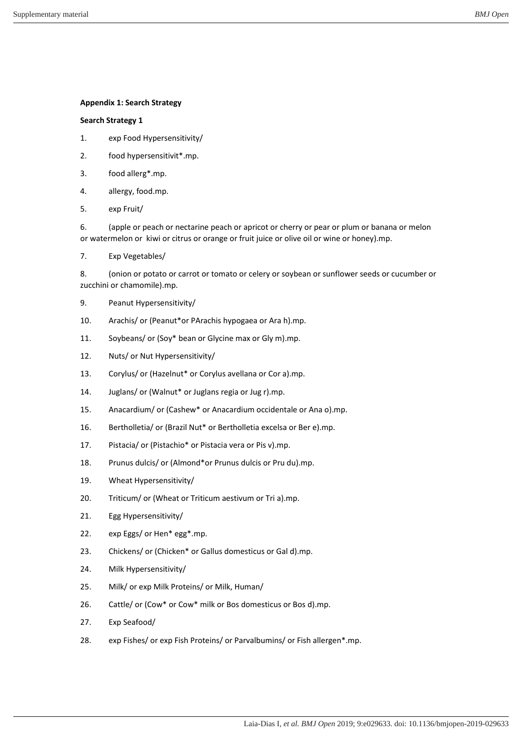**Appendix 1: Search Strategy**

**Search Strategy 1**

1. exp Food Hypersensitivity/
2. food hypersensitivit*.mp.
3. food allerg*.mp.
4. allergy, food.mp.
5. exp Fruit/
6. (apple or peach or nectarine peach or apricot or cherry or pear or plum or banana or melon or watermelon or kiwi or citrus or orange or fruit juice or olive oil or wine or honey).mp.
7. Exp Vegetables/
8. (onion or potato or carrot or tomato or celery or soybean or sunflower seeds or cucumber or zucchini or chamomile).mp.
9. Peanut Hypersensitivity/
10. Arachis/ or (Peanut*or PArachis hypogaea or Ara h).mp.
11. Soybeans/ or (Soy* bean or Glycine max or Gly m).mp.
12. Nuts/ or Nut Hypersensitivity/
13. Corylus/ or (Hazelnut* or Corylus avellana or Cor a).mp.
14. Juglans/ or (Walnut* or Juglans regia or Jug r).mp.
15. Anacardium/ or (Cashew* or Anacardium occidentale or Ana o).mp.
16. Bertholletia/ or (Brazil Nut* or Bertholletia excelsa or Ber e).mp.
17. Pistacia/ or (Pistachio* or Pistacia vera or Pis v).mp.
18. Prunus dulcis/ or (Almond*or Prunus dulcis or Pru du).mp.
19. Wheat Hypersensitivity/
20. Triticum/ or (Wheat or Triticum aestivum or Tri a).mp.
21. Egg Hypersensitivity/
22. exp Eggs/ or Hen* egg*.mp.
23. Chickens/ or (Chicken* or Gallus domesticus or Gal d).mp.
24. Milk Hypersensitivity/
25. Milk/ or exp Milk Proteins/ or Milk, Human/
26. Cattle/ or (Cow* or Cow* milk or Bos domesticus or Bos d).mp.
27. Exp Seafood/
28. exp Fishes/ or exp Fish Proteins/ or Parvalbumins/ or Fish allergen*.mp.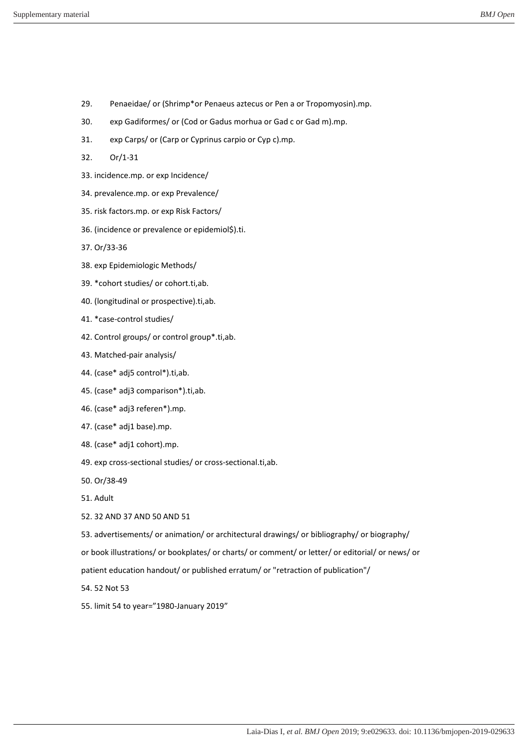29. Penaeidae/ or (Shrimp*or Penaeus aztecus or Pen a or Tropomyosin).mp.

30. exp Gadiformes/ or (Cod or Gadus morhua or Gad c or Gad m).mp.

31. exp Carps/ or (Carp or Cyprinus carpio or Cyp c).mp.

32. Or/1-31

33. incidence.mp. or exp Incidence/

34. prevalence.mp. or exp Prevalence/

35. risk factors.mp. or exp Risk Factors/

36. (incidence or prevalence or epidemiol$).ti.

37. Or/33-36

38. exp Epidemiologic Methods/

39. *cohort studies/ or cohort.ti,ab.

40. (longitudinal or prospective).ti,ab.

41. *case-control studies/

42. Control groups/ or control group*.ti,ab.

43. Matched-pair analysis/

44. (case* adj5 control*).ti,ab.

45. (case* adj3 comparison*).ti,ab.

46. (case* adj3 referen*).mp.

47. (case* adj1 base).mp.

48. (case* adj1 cohort).mp.

49. exp cross-sectional studies/ or cross-sectional.ti,ab.

50. Or/38-49

51. Adult

52. 32 AND 37 AND 50 AND 51

53. advertisements/ or animation/ or architectural drawings/ or bibliography/ or biography/ or book illustrations/ or bookplates/ or charts/ or comment/ or letter/ or editorial/ or news/ or patient education handout/ or published erratum/ or "retraction of publication"/

54. 52 Not 53

55. limit 54 to year="1980-January 2019"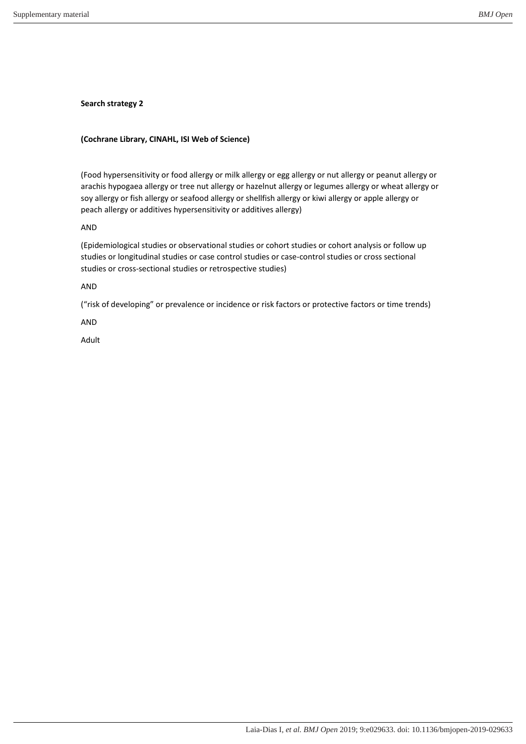**Search strategy 2**

**(Cochrane Library, CINAHL, ISI Web of Science)**

(Food hypersensitivity or food allergy or milk allergy or egg allergy or nut allergy or peanut allergy or arachis hypogaea allergy or tree nut allergy or hazelnut allergy or legumes allergy or wheat allergy or soy allergy or fish allergy or seafood allergy or shellfish allergy or kiwi allergy or apple allergy or peach allergy or additives hypersensitivity or additives allergy)

AND

(Epidemiological studies or observational studies or cohort studies or cohort analysis or follow up studies or longitudinal studies or case control studies or case-control studies or cross sectional studies or cross-sectional studies or retrospective studies)

AND

("risk of developing" or prevalence or incidence or risk factors or protective factors or time trends)

AND

Adult